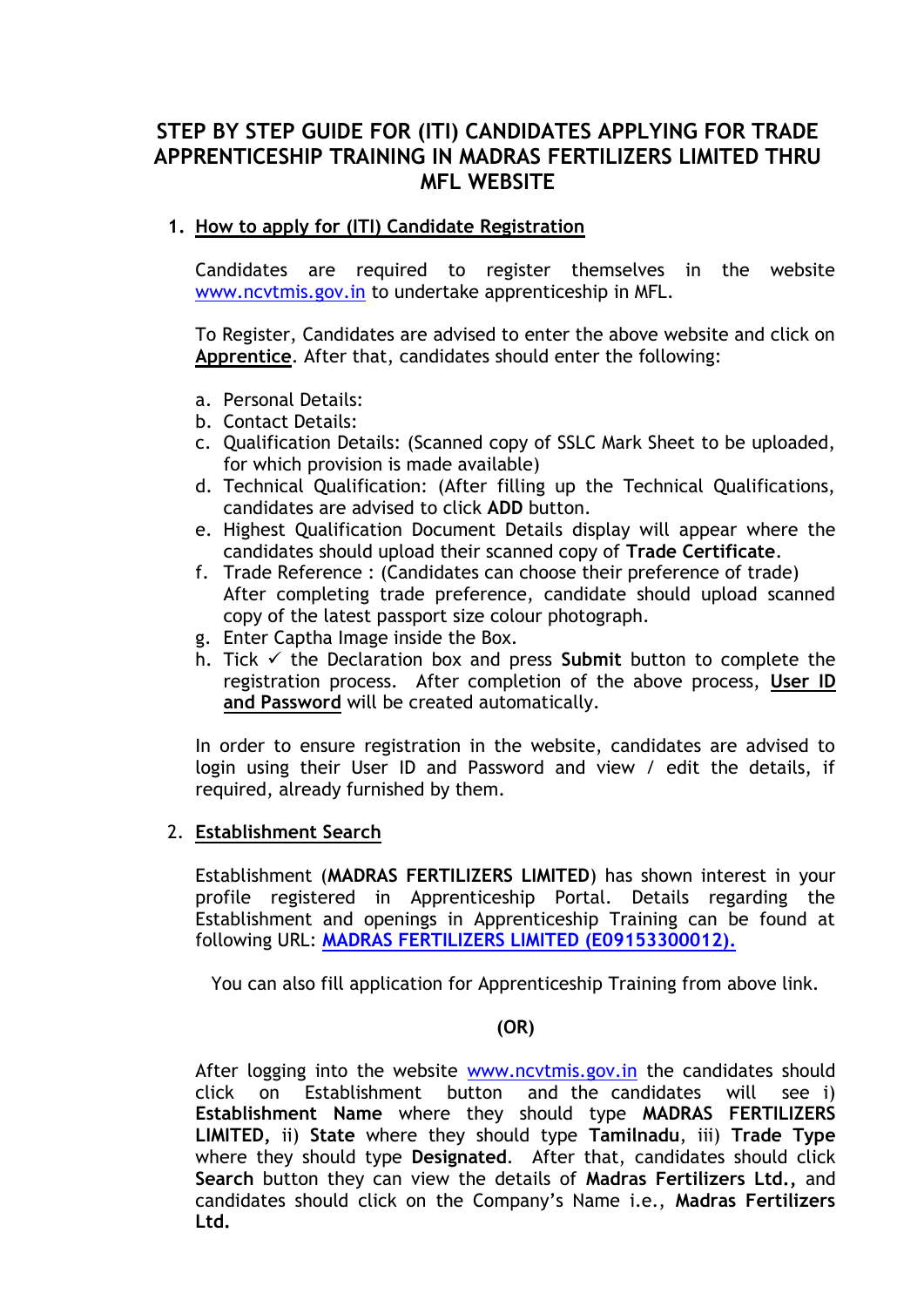# STEP BY STEP GUIDE FOR (ITI) CANDIDATES APPLYING FOR TRADE APPRENTICESHIP TRAINING IN MADRAS FERTILIZERS LIMITED THRU MFL WEBSITE

1. **How to apply for (ITI) Candidate Registration**

   Candidates are required to register themselves in the website www.ncvtmis.gov.in to undertake apprenticeship in MFL.

   To Register, Candidates are advised to enter the above website and click on **Apprentice**. After that, candidates should enter the following:

   a. Personal Details:
   b. Contact Details:
   c. Qualification Details: (Scanned copy of SSLC Mark Sheet to be uploaded, for which provision is made available)
   d. Technical Qualification: (After filling up the Technical Qualifications, candidates are advised to click **ADD** button.
   e. Highest Qualification Document Details display will appear where the candidates should upload their scanned copy of **Trade Certificate**.
   f. Trade Reference : (Candidates can choose their preference of trade) After completing trade preference, candidate should upload scanned copy of the latest passport size colour photograph.
   g. Enter Captha Image inside the Box.
   h. Tick ✓ the Declaration box and press **Submit** button to complete the registration process. After completion of the above process, **User ID and Password** will be created automatically.

   In order to ensure registration in the website, candidates are advised to login using their User ID and Password and view / edit the details, if required, already furnished by them.

2. **Establishment Search**

   Establishment (**MADRAS FERTILIZERS LIMITED**) has shown interest in your profile registered in Apprenticeship Portal. Details regarding the Establishment and openings in Apprenticeship Training can be found at following URL: **MADRAS FERTILIZERS LIMITED (E09153300012).**

   You can also fill application for Apprenticeship Training from above link.

   **(OR)**

   After logging into the website www.ncvtmis.gov.in the candidates should click on Establishment button and the candidates will see i) **Establishment Name** where they should type **MADRAS FERTILIZERS LIMITED,** ii) **State** where they should type **Tamilnadu**, iii) **Trade Type** where they should type **Designated**. After that, candidates should click **Search** button they can view the details of **Madras Fertilizers Ltd.,** and candidates should click on the Company's Name i.e., **Madras Fertilizers Ltd.**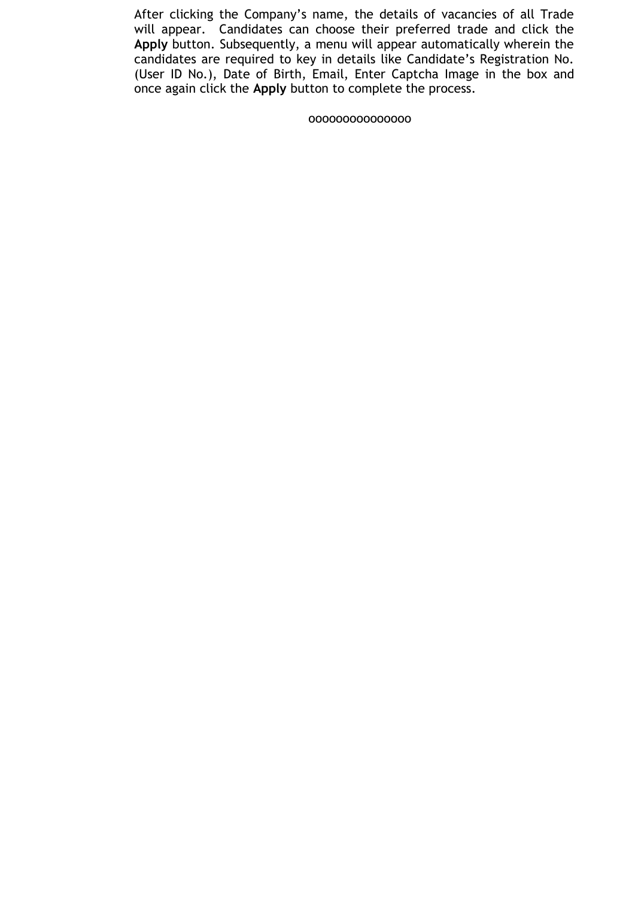After clicking the Company's name, the details of vacancies of all Trade will appear. Candidates can choose their preferred trade and click the **Apply** button. Subsequently, a menu will appear automatically wherein the candidates are required to key in details like Candidate's Registration No. (User ID No.), Date of Birth, Email, Enter Captcha Image in the box and once again click the **Apply** button to complete the process.

ooooooooooooooo